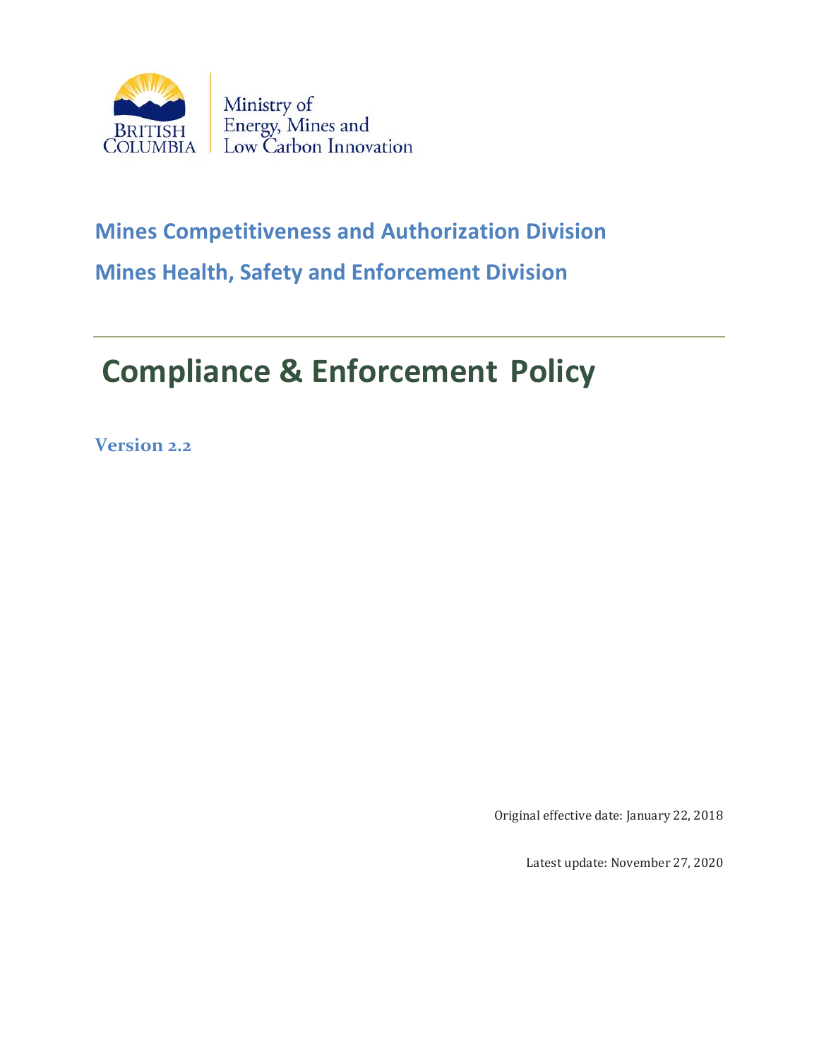Ministry of Energy, Mines and Low Carbon Innovation

**Mines Competitiveness and Authorization Division**

**Mines Health, Safety and Enforcement Division**

# Compliance & Enforcement Policy

**Version 2.2**

Original effective date: January 22, 2018

Latest update: November 27, 2020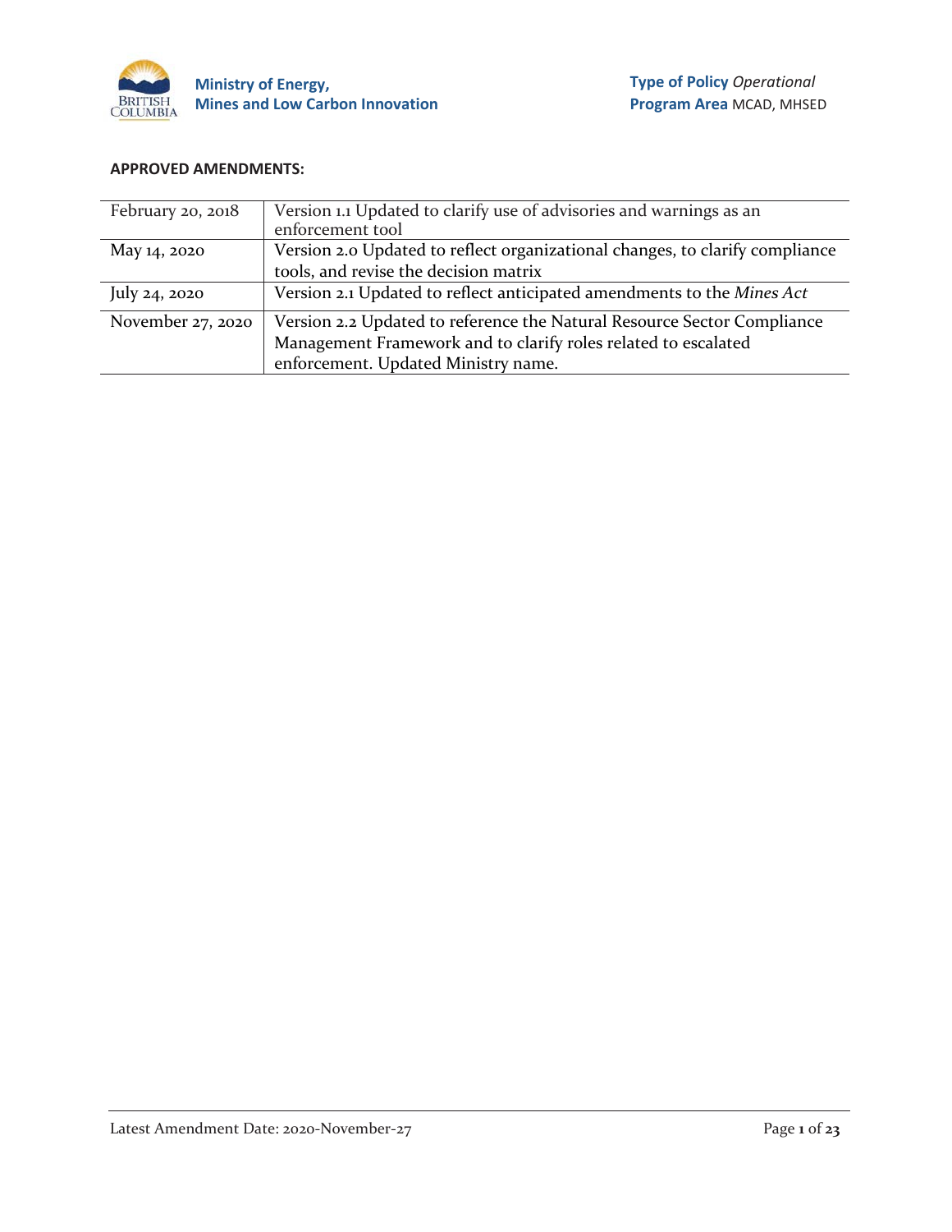**APPROVED AMENDMENTS:**

| | |
|---|---|
| February 20, 2018 | Version 1.1 Updated to clarify use of advisories and warnings as an enforcement tool |
| May 14, 2020 | Version 2.0 Updated to reflect organizational changes, to clarify compliance tools, and revise the decision matrix |
| July 24, 2020 | Version 2.1 Updated to reflect anticipated amendments to the *Mines Act* |
| November 27, 2020 | Version 2.2 Updated to reference the Natural Resource Sector Compliance Management Framework and to clarify roles related to escalated enforcement. Updated Ministry name. |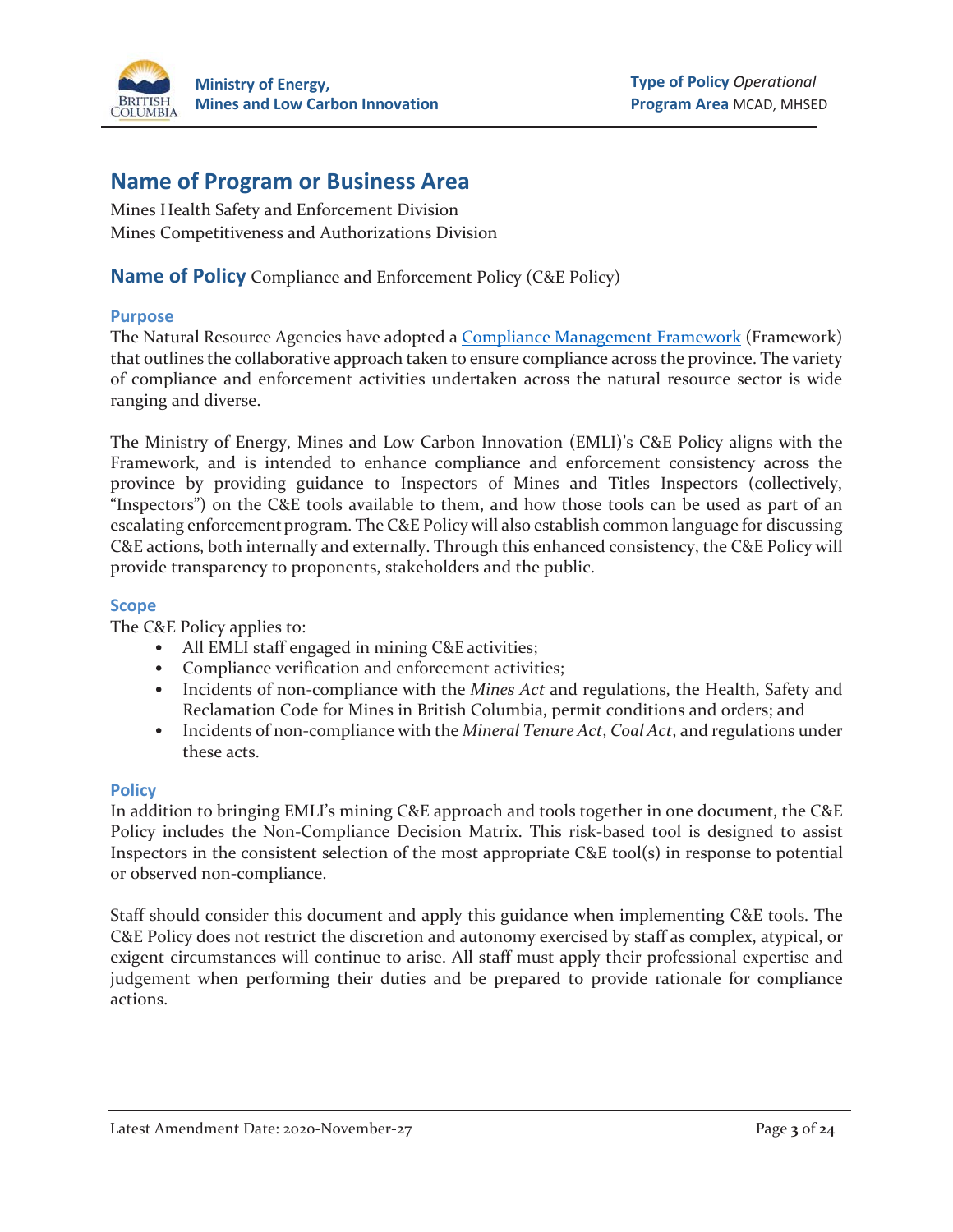# Name of Program or Business Area

Mines Health Safety and Enforcement Division
Mines Competitiveness and Authorizations Division

## Name of Policy Compliance and Enforcement Policy (C&E Policy)

### Purpose

The Natural Resource Agencies have adopted a [Compliance Management Framework](#) (Framework) that outlines the collaborative approach taken to ensure compliance across the province. The variety of compliance and enforcement activities undertaken across the natural resource sector is wide ranging and diverse.

The Ministry of Energy, Mines and Low Carbon Innovation (EMLI)'s C&E Policy aligns with the Framework, and is intended to enhance compliance and enforcement consistency across the province by providing guidance to Inspectors of Mines and Titles Inspectors (collectively, "Inspectors") on the C&E tools available to them, and how those tools can be used as part of an escalating enforcement program. The C&E Policy will also establish common language for discussing C&E actions, both internally and externally. Through this enhanced consistency, the C&E Policy will provide transparency to proponents, stakeholders and the public.

### Scope

The C&E Policy applies to:

- All EMLI staff engaged in mining C&E activities;
- Compliance verification and enforcement activities;
- Incidents of non-compliance with the *Mines Act* and regulations, the Health, Safety and Reclamation Code for Mines in British Columbia, permit conditions and orders; and
- Incidents of non-compliance with the *Mineral Tenure Act*, *Coal Act*, and regulations under these acts.

### Policy

In addition to bringing EMLI's mining C&E approach and tools together in one document, the C&E Policy includes the Non-Compliance Decision Matrix. This risk-based tool is designed to assist Inspectors in the consistent selection of the most appropriate C&E tool(s) in response to potential or observed non-compliance.

Staff should consider this document and apply this guidance when implementing C&E tools. The C&E Policy does not restrict the discretion and autonomy exercised by staff as complex, atypical, or exigent circumstances will continue to arise. All staff must apply their professional expertise and judgement when performing their duties and be prepared to provide rationale for compliance actions.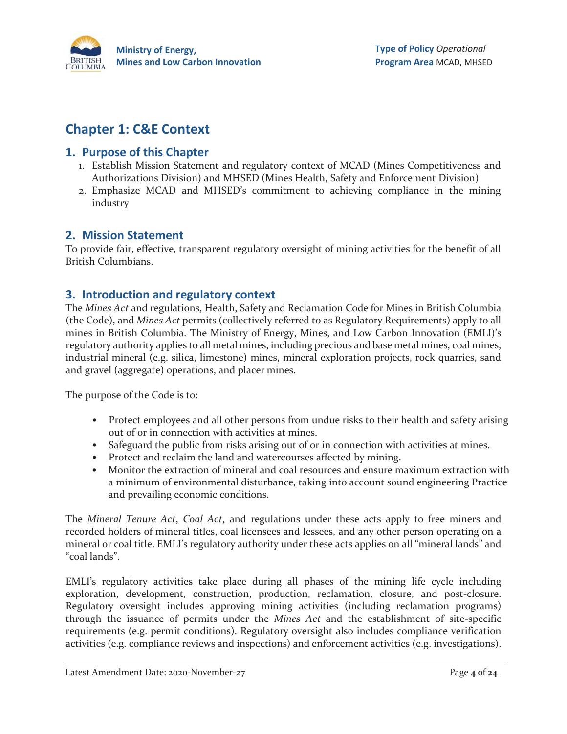# Chapter 1: C&E Context

## 1. Purpose of this Chapter

1. Establish Mission Statement and regulatory context of MCAD (Mines Competitiveness and Authorizations Division) and MHSED (Mines Health, Safety and Enforcement Division)
2. Emphasize MCAD and MHSED's commitment to achieving compliance in the mining industry

## 2. Mission Statement

To provide fair, effective, transparent regulatory oversight of mining activities for the benefit of all British Columbians.

## 3. Introduction and regulatory context

The *Mines Act* and regulations, Health, Safety and Reclamation Code for Mines in British Columbia (the Code), and *Mines Act* permits (collectively referred to as Regulatory Requirements) apply to all mines in British Columbia. The Ministry of Energy, Mines, and Low Carbon Innovation (EMLI)'s regulatory authority applies to all metal mines, including precious and base metal mines, coal mines, industrial mineral (e.g. silica, limestone) mines, mineral exploration projects, rock quarries, sand and gravel (aggregate) operations, and placer mines.

The purpose of the Code is to:

- Protect employees and all other persons from undue risks to their health and safety arising out of or in connection with activities at mines.
- Safeguard the public from risks arising out of or in connection with activities at mines.
- Protect and reclaim the land and watercourses affected by mining.
- Monitor the extraction of mineral and coal resources and ensure maximum extraction with a minimum of environmental disturbance, taking into account sound engineering Practice and prevailing economic conditions.

The *Mineral Tenure Act*, *Coal Act*, and regulations under these acts apply to free miners and recorded holders of mineral titles, coal licensees and lessees, and any other person operating on a mineral or coal title. EMLI's regulatory authority under these acts applies on all "mineral lands" and "coal lands".

EMLI's regulatory activities take place during all phases of the mining life cycle including exploration, development, construction, production, reclamation, closure, and post-closure. Regulatory oversight includes approving mining activities (including reclamation programs) through the issuance of permits under the *Mines Act* and the establishment of site-specific requirements (e.g. permit conditions). Regulatory oversight also includes compliance verification activities (e.g. compliance reviews and inspections) and enforcement activities (e.g. investigations).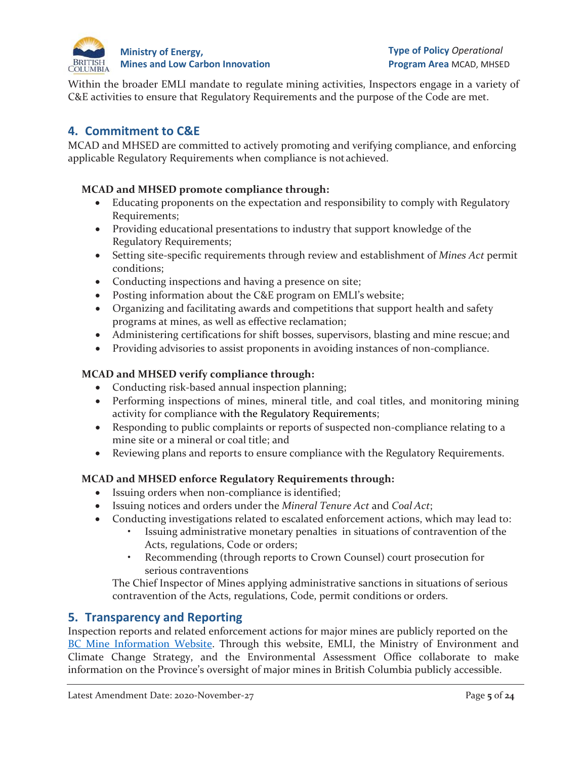Within the broader EMLI mandate to regulate mining activities, Inspectors engage in a variety of C&E activities to ensure that Regulatory Requirements and the purpose of the Code are met.

## 4. Commitment to C&E

MCAD and MHSED are committed to actively promoting and verifying compliance, and enforcing applicable Regulatory Requirements when compliance is not achieved.

**MCAD and MHSED promote compliance through:**

- Educating proponents on the expectation and responsibility to comply with Regulatory Requirements;
- Providing educational presentations to industry that support knowledge of the Regulatory Requirements;
- Setting site-specific requirements through review and establishment of *Mines Act* permit conditions;
- Conducting inspections and having a presence on site;
- Posting information about the C&E program on EMLI's website;
- Organizing and facilitating awards and competitions that support health and safety programs at mines, as well as effective reclamation;
- Administering certifications for shift bosses, supervisors, blasting and mine rescue; and
- Providing advisories to assist proponents in avoiding instances of non-compliance.

**MCAD and MHSED verify compliance through:**

- Conducting risk-based annual inspection planning;
- Performing inspections of mines, mineral title, and coal titles, and monitoring mining activity for compliance with the Regulatory Requirements;
- Responding to public complaints or reports of suspected non-compliance relating to a mine site or a mineral or coal title; and
- Reviewing plans and reports to ensure compliance with the Regulatory Requirements.

**MCAD and MHSED enforce Regulatory Requirements through:**

- Issuing orders when non-compliance is identified;
- Issuing notices and orders under the *Mineral Tenure Act* and *Coal Act*;
- Conducting investigations related to escalated enforcement actions, which may lead to:
  - Issuing administrative monetary penalties in situations of contravention of the Acts, regulations, Code or orders;
  - Recommending (through reports to Crown Counsel) court prosecution for serious contraventions

  The Chief Inspector of Mines applying administrative sanctions in situations of serious contravention of the Acts, regulations, Code, permit conditions or orders.

## 5. Transparency and Reporting

Inspection reports and related enforcement actions for major mines are publicly reported on the [BC Mine Information Website](). Through this website, EMLI, the Ministry of Environment and Climate Change Strategy, and the Environmental Assessment Office collaborate to make information on the Province's oversight of major mines in British Columbia publicly accessible.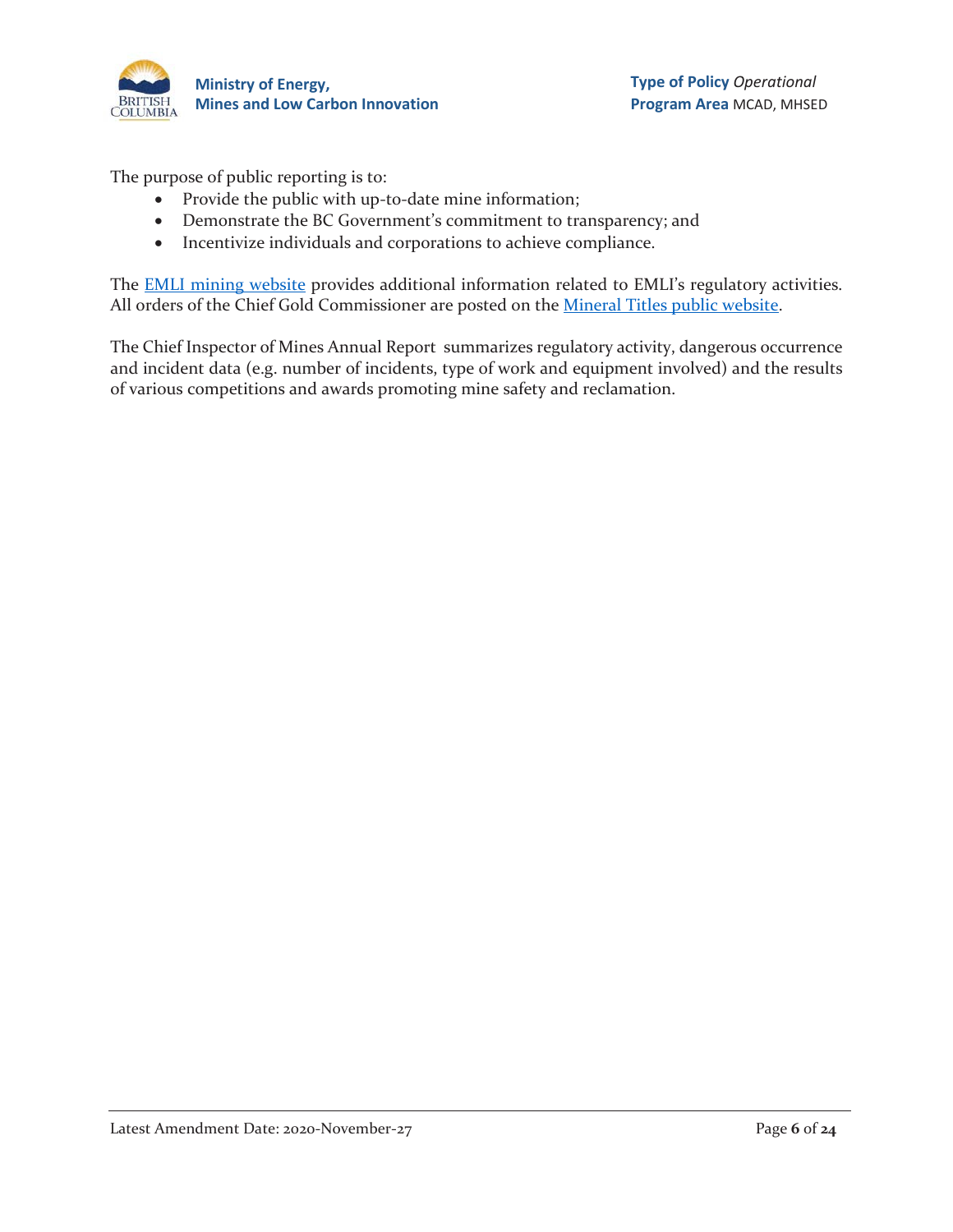The purpose of public reporting is to:

- Provide the public with up-to-date mine information;
- Demonstrate the BC Government's commitment to transparency; and
- Incentivize individuals and corporations to achieve compliance.

The [EMLI mining website]() provides additional information related to EMLI's regulatory activities. All orders of the Chief Gold Commissioner are posted on the [Mineral Titles public website]().

The Chief Inspector of Mines Annual Report summarizes regulatory activity, dangerous occurrence and incident data (e.g. number of incidents, type of work and equipment involved) and the results of various competitions and awards promoting mine safety and reclamation.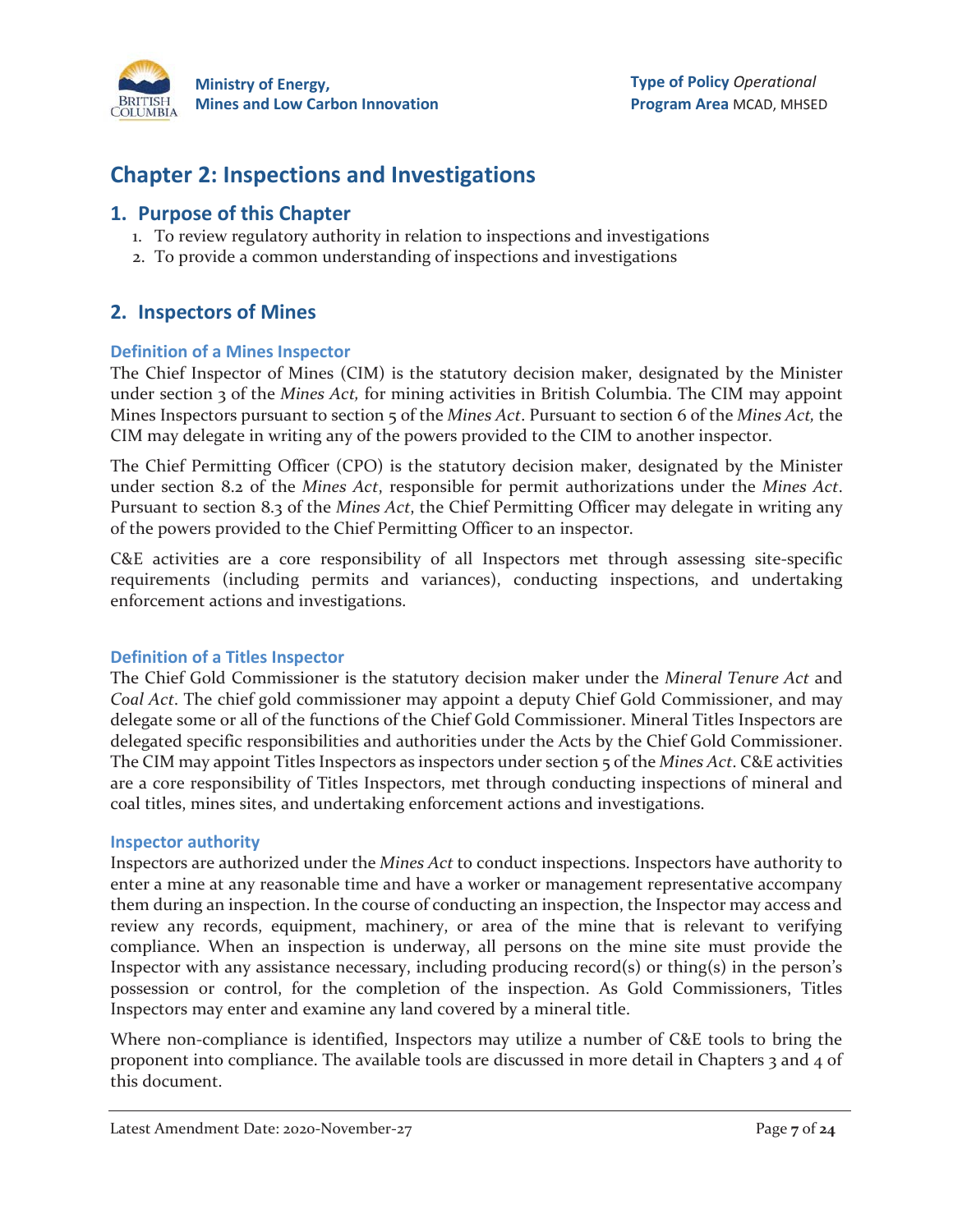# Chapter 2: Inspections and Investigations

## 1. Purpose of this Chapter

1. To review regulatory authority in relation to inspections and investigations
2. To provide a common understanding of inspections and investigations

## 2. Inspectors of Mines

### Definition of a Mines Inspector

The Chief Inspector of Mines (CIM) is the statutory decision maker, designated by the Minister under section 3 of the *Mines Act,* for mining activities in British Columbia. The CIM may appoint Mines Inspectors pursuant to section 5 of the *Mines Act*. Pursuant to section 6 of the *Mines Act,* the CIM may delegate in writing any of the powers provided to the CIM to another inspector.

The Chief Permitting Officer (CPO) is the statutory decision maker, designated by the Minister under section 8.2 of the *Mines Act*, responsible for permit authorizations under the *Mines Act*. Pursuant to section 8.3 of the *Mines Act*, the Chief Permitting Officer may delegate in writing any of the powers provided to the Chief Permitting Officer to an inspector.

C&E activities are a core responsibility of all Inspectors met through assessing site-specific requirements (including permits and variances), conducting inspections, and undertaking enforcement actions and investigations.

### Definition of a Titles Inspector

The Chief Gold Commissioner is the statutory decision maker under the *Mineral Tenure Act* and *Coal Act*. The chief gold commissioner may appoint a deputy Chief Gold Commissioner, and may delegate some or all of the functions of the Chief Gold Commissioner. Mineral Titles Inspectors are delegated specific responsibilities and authorities under the Acts by the Chief Gold Commissioner. The CIM may appoint Titles Inspectors as inspectors under section 5 of the *Mines Act*. C&E activities are a core responsibility of Titles Inspectors, met through conducting inspections of mineral and coal titles, mines sites, and undertaking enforcement actions and investigations.

### Inspector authority

Inspectors are authorized under the *Mines Act* to conduct inspections. Inspectors have authority to enter a mine at any reasonable time and have a worker or management representative accompany them during an inspection. In the course of conducting an inspection, the Inspector may access and review any records, equipment, machinery, or area of the mine that is relevant to verifying compliance. When an inspection is underway, all persons on the mine site must provide the Inspector with any assistance necessary, including producing record(s) or thing(s) in the person's possession or control, for the completion of the inspection. As Gold Commissioners, Titles Inspectors may enter and examine any land covered by a mineral title.

Where non-compliance is identified, Inspectors may utilize a number of C&E tools to bring the proponent into compliance. The available tools are discussed in more detail in Chapters 3 and 4 of this document.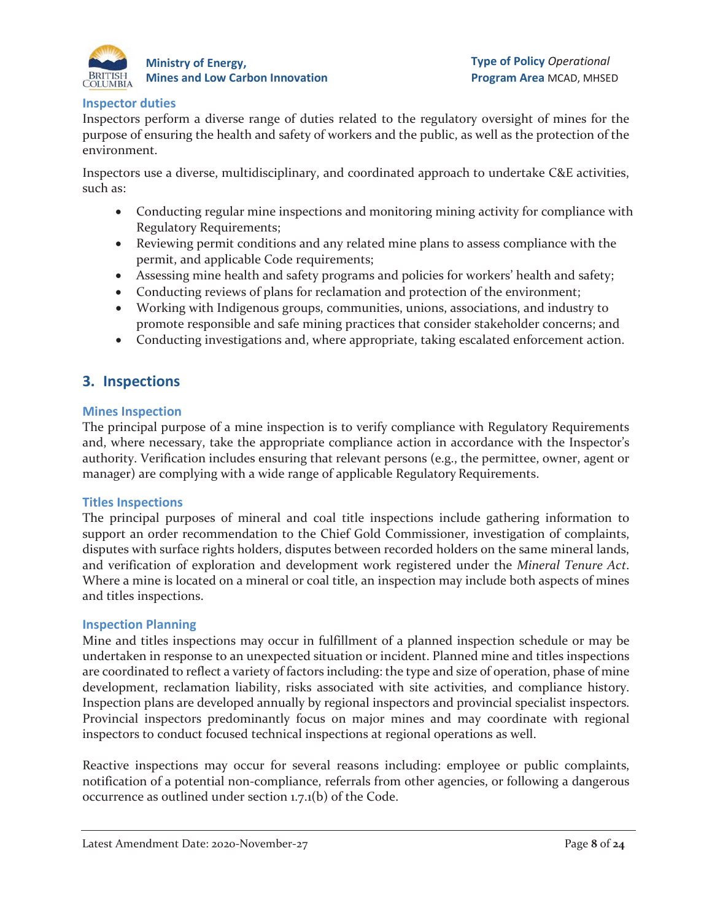### Inspector duties

Inspectors perform a diverse range of duties related to the regulatory oversight of mines for the purpose of ensuring the health and safety of workers and the public, as well as the protection of the environment.

Inspectors use a diverse, multidisciplinary, and coordinated approach to undertake C&E activities, such as:

- Conducting regular mine inspections and monitoring mining activity for compliance with Regulatory Requirements;
- Reviewing permit conditions and any related mine plans to assess compliance with the permit, and applicable Code requirements;
- Assessing mine health and safety programs and policies for workers' health and safety;
- Conducting reviews of plans for reclamation and protection of the environment;
- Working with Indigenous groups, communities, unions, associations, and industry to promote responsible and safe mining practices that consider stakeholder concerns; and
- Conducting investigations and, where appropriate, taking escalated enforcement action.

## 3. Inspections

### Mines Inspection

The principal purpose of a mine inspection is to verify compliance with Regulatory Requirements and, where necessary, take the appropriate compliance action in accordance with the Inspector's authority. Verification includes ensuring that relevant persons (e.g., the permittee, owner, agent or manager) are complying with a wide range of applicable Regulatory Requirements.

### Titles Inspections

The principal purposes of mineral and coal title inspections include gathering information to support an order recommendation to the Chief Gold Commissioner, investigation of complaints, disputes with surface rights holders, disputes between recorded holders on the same mineral lands, and verification of exploration and development work registered under the *Mineral Tenure Act*. Where a mine is located on a mineral or coal title, an inspection may include both aspects of mines and titles inspections.

### Inspection Planning

Mine and titles inspections may occur in fulfillment of a planned inspection schedule or may be undertaken in response to an unexpected situation or incident. Planned mine and titles inspections are coordinated to reflect a variety of factors including: the type and size of operation, phase of mine development, reclamation liability, risks associated with site activities, and compliance history. Inspection plans are developed annually by regional inspectors and provincial specialist inspectors. Provincial inspectors predominantly focus on major mines and may coordinate with regional inspectors to conduct focused technical inspections at regional operations as well.

Reactive inspections may occur for several reasons including: employee or public complaints, notification of a potential non-compliance, referrals from other agencies, or following a dangerous occurrence as outlined under section 1.7.1(b) of the Code.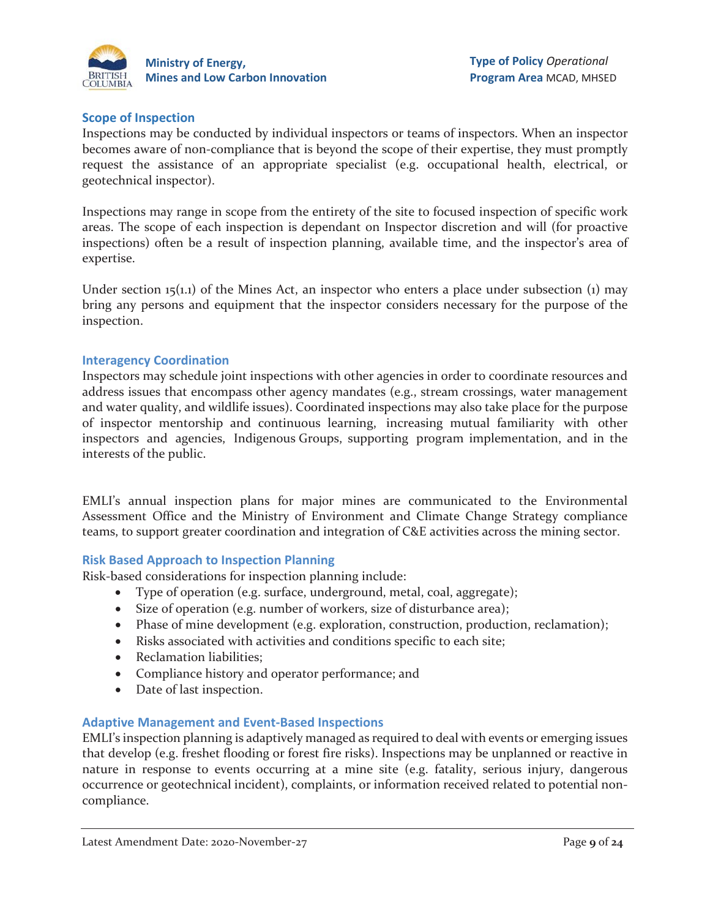## Scope of Inspection

Inspections may be conducted by individual inspectors or teams of inspectors. When an inspector becomes aware of non-compliance that is beyond the scope of their expertise, they must promptly request the assistance of an appropriate specialist (e.g. occupational health, electrical, or geotechnical inspector).

Inspections may range in scope from the entirety of the site to focused inspection of specific work areas. The scope of each inspection is dependant on Inspector discretion and will (for proactive inspections) often be a result of inspection planning, available time, and the inspector's area of expertise.

Under section 15(1.1) of the Mines Act, an inspector who enters a place under subsection (1) may bring any persons and equipment that the inspector considers necessary for the purpose of the inspection.

## Interagency Coordination

Inspectors may schedule joint inspections with other agencies in order to coordinate resources and address issues that encompass other agency mandates (e.g., stream crossings, water management and water quality, and wildlife issues). Coordinated inspections may also take place for the purpose of inspector mentorship and continuous learning, increasing mutual familiarity with other inspectors and agencies, Indigenous Groups, supporting program implementation, and in the interests of the public.

EMLI's annual inspection plans for major mines are communicated to the Environmental Assessment Office and the Ministry of Environment and Climate Change Strategy compliance teams, to support greater coordination and integration of C&E activities across the mining sector.

## Risk Based Approach to Inspection Planning

Risk-based considerations for inspection planning include:

- Type of operation (e.g. surface, underground, metal, coal, aggregate);
- Size of operation (e.g. number of workers, size of disturbance area);
- Phase of mine development (e.g. exploration, construction, production, reclamation);
- Risks associated with activities and conditions specific to each site;
- Reclamation liabilities;
- Compliance history and operator performance; and
- Date of last inspection.

## Adaptive Management and Event-Based Inspections

EMLI's inspection planning is adaptively managed as required to deal with events or emerging issues that develop (e.g. freshet flooding or forest fire risks). Inspections may be unplanned or reactive in nature in response to events occurring at a mine site (e.g. fatality, serious injury, dangerous occurrence or geotechnical incident), complaints, or information received related to potential non-compliance.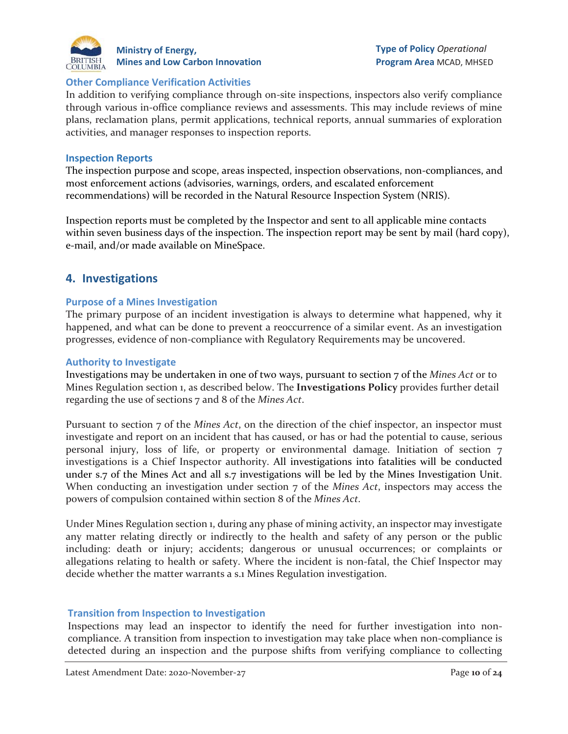### Other Compliance Verification Activities

In addition to verifying compliance through on-site inspections, inspectors also verify compliance through various in-office compliance reviews and assessments. This may include reviews of mine plans, reclamation plans, permit applications, technical reports, annual summaries of exploration activities, and manager responses to inspection reports.

### Inspection Reports

The inspection purpose and scope, areas inspected, inspection observations, non-compliances, and most enforcement actions (advisories, warnings, orders, and escalated enforcement recommendations) will be recorded in the Natural Resource Inspection System (NRIS).

Inspection reports must be completed by the Inspector and sent to all applicable mine contacts within seven business days of the inspection. The inspection report may be sent by mail (hard copy), e-mail, and/or made available on MineSpace.

## 4. Investigations

### Purpose of a Mines Investigation

The primary purpose of an incident investigation is always to determine what happened, why it happened, and what can be done to prevent a reoccurrence of a similar event. As an investigation progresses, evidence of non-compliance with Regulatory Requirements may be uncovered.

### Authority to Investigate

Investigations may be undertaken in one of two ways, pursuant to section 7 of the *Mines Act* or to Mines Regulation section 1, as described below. The **Investigations Policy** provides further detail regarding the use of sections 7 and 8 of the *Mines Act*.

Pursuant to section 7 of the *Mines Act*, on the direction of the chief inspector, an inspector must investigate and report on an incident that has caused, or has or had the potential to cause, serious personal injury, loss of life, or property or environmental damage. Initiation of section 7 investigations is a Chief Inspector authority. All investigations into fatalities will be conducted under s.7 of the Mines Act and all s.7 investigations will be led by the Mines Investigation Unit. When conducting an investigation under section 7 of the *Mines Act*, inspectors may access the powers of compulsion contained within section 8 of the *Mines Act*.

Under Mines Regulation section 1, during any phase of mining activity, an inspector may investigate any matter relating directly or indirectly to the health and safety of any person or the public including: death or injury; accidents; dangerous or unusual occurrences; or complaints or allegations relating to health or safety. Where the incident is non-fatal, the Chief Inspector may decide whether the matter warrants a s.1 Mines Regulation investigation.

### Transition from Inspection to Investigation

Inspections may lead an inspector to identify the need for further investigation into non-compliance. A transition from inspection to investigation may take place when non-compliance is detected during an inspection and the purpose shifts from verifying compliance to collecting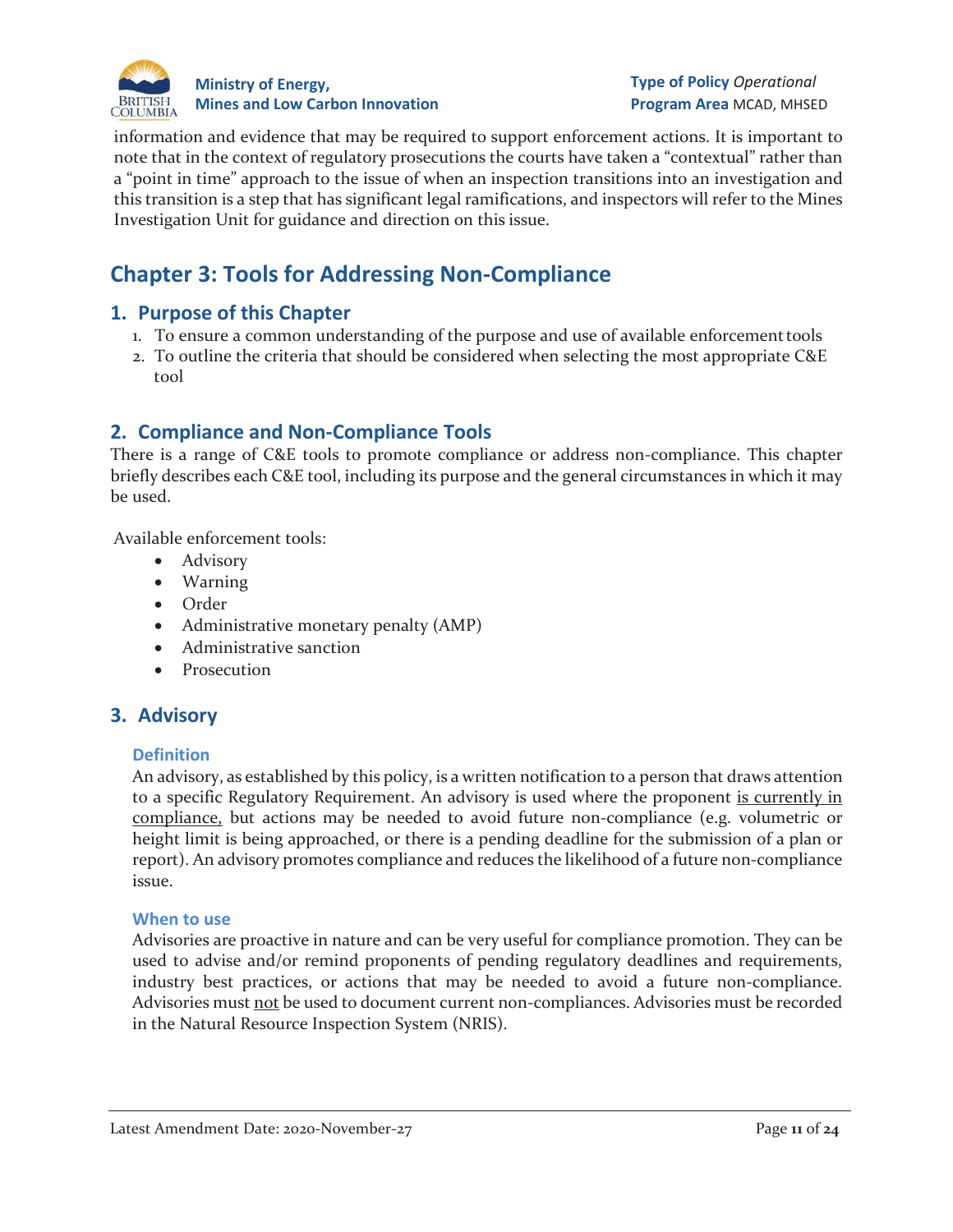information and evidence that may be required to support enforcement actions. It is important to note that in the context of regulatory prosecutions the courts have taken a "contextual" rather than a "point in time" approach to the issue of when an inspection transitions into an investigation and this transition is a step that has significant legal ramifications, and inspectors will refer to the Mines Investigation Unit for guidance and direction on this issue.

# Chapter 3: Tools for Addressing Non-Compliance

## 1. Purpose of this Chapter

1. To ensure a common understanding of the purpose and use of available enforcement tools
2. To outline the criteria that should be considered when selecting the most appropriate C&E tool

## 2. Compliance and Non-Compliance Tools

There is a range of C&E tools to promote compliance or address non-compliance. This chapter briefly describes each C&E tool, including its purpose and the general circumstances in which it may be used.

Available enforcement tools:

- Advisory
- Warning
- Order
- Administrative monetary penalty (AMP)
- Administrative sanction
- Prosecution

## 3. Advisory

### Definition

An advisory, as established by this policy, is a written notification to a person that draws attention to a specific Regulatory Requirement. An advisory is used where the proponent <u>is currently in compliance,</u> but actions may be needed to avoid future non-compliance (e.g. volumetric or height limit is being approached, or there is a pending deadline for the submission of a plan or report). An advisory promotes compliance and reduces the likelihood of a future non-compliance issue.

### When to use

Advisories are proactive in nature and can be very useful for compliance promotion. They can be used to advise and/or remind proponents of pending regulatory deadlines and requirements, industry best practices, or actions that may be needed to avoid a future non-compliance. Advisories must <u>not</u> be used to document current non-compliances. Advisories must be recorded in the Natural Resource Inspection System (NRIS).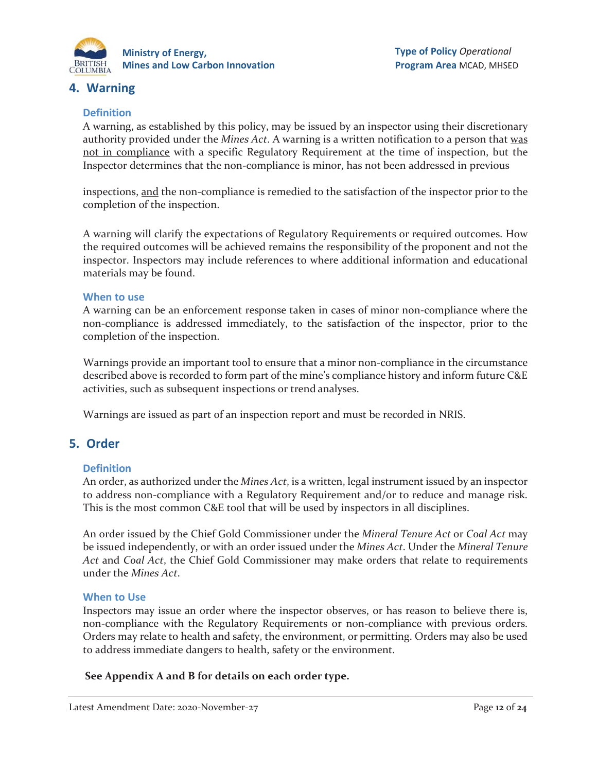## 4. Warning

### Definition

A warning, as established by this policy, may be issued by an inspector using their discretionary authority provided under the *Mines Act*. A warning is a written notification to a person that was not in compliance with a specific Regulatory Requirement at the time of inspection, but the Inspector determines that the non-compliance is minor, has not been addressed in previous inspections, and the non-compliance is remedied to the satisfaction of the inspector prior to the completion of the inspection.

A warning will clarify the expectations of Regulatory Requirements or required outcomes. How the required outcomes will be achieved remains the responsibility of the proponent and not the inspector. Inspectors may include references to where additional information and educational materials may be found.

### When to use

A warning can be an enforcement response taken in cases of minor non-compliance where the non-compliance is addressed immediately, to the satisfaction of the inspector, prior to the completion of the inspection.

Warnings provide an important tool to ensure that a minor non-compliance in the circumstance described above is recorded to form part of the mine's compliance history and inform future C&E activities, such as subsequent inspections or trend analyses.

Warnings are issued as part of an inspection report and must be recorded in NRIS.

## 5. Order

### Definition

An order, as authorized under the *Mines Act*, is a written, legal instrument issued by an inspector to address non-compliance with a Regulatory Requirement and/or to reduce and manage risk. This is the most common C&E tool that will be used by inspectors in all disciplines.

An order issued by the Chief Gold Commissioner under the *Mineral Tenure Act* or *Coal Act* may be issued independently, or with an order issued under the *Mines Act*. Under the *Mineral Tenure Act* and *Coal Act*, the Chief Gold Commissioner may make orders that relate to requirements under the *Mines Act*.

### When to Use

Inspectors may issue an order where the inspector observes, or has reason to believe there is, non-compliance with the Regulatory Requirements or non-compliance with previous orders. Orders may relate to health and safety, the environment, or permitting. Orders may also be used to address immediate dangers to health, safety or the environment.

**See Appendix A and B for details on each order type.**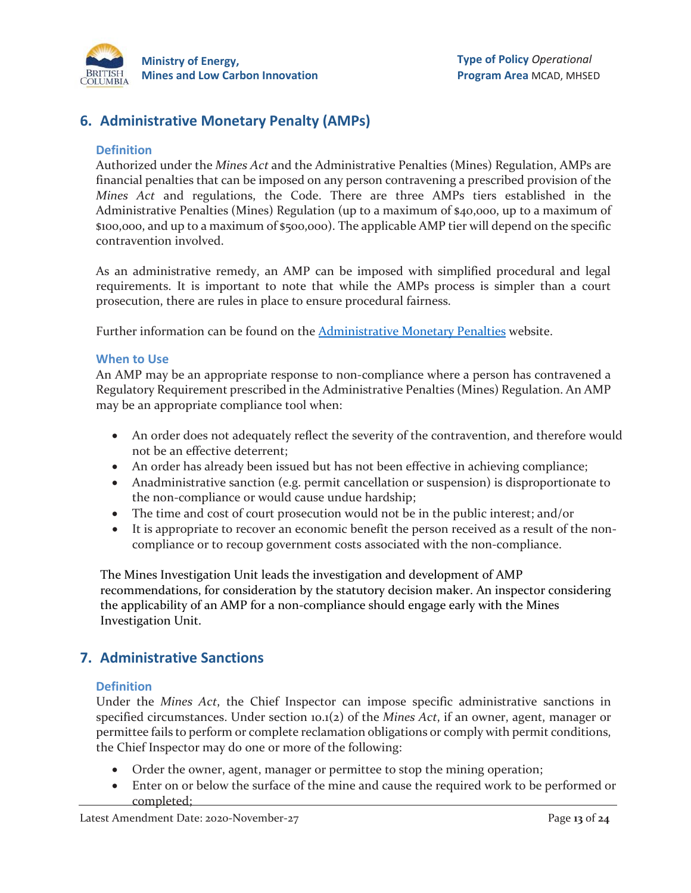## 6. Administrative Monetary Penalty (AMPs)

### Definition

Authorized under the *Mines Act* and the Administrative Penalties (Mines) Regulation, AMPs are financial penalties that can be imposed on any person contravening a prescribed provision of the *Mines Act* and regulations, the Code. There are three AMPs tiers established in the Administrative Penalties (Mines) Regulation (up to a maximum of $40,000, up to a maximum of $100,000, and up to a maximum of $500,000). The applicable AMP tier will depend on the specific contravention involved.

As an administrative remedy, an AMP can be imposed with simplified procedural and legal requirements. It is important to note that while the AMPs process is simpler than a court prosecution, there are rules in place to ensure procedural fairness.

Further information can be found on the Administrative Monetary Penalties website.

### When to Use

An AMP may be an appropriate response to non-compliance where a person has contravened a Regulatory Requirement prescribed in the Administrative Penalties (Mines) Regulation. An AMP may be an appropriate compliance tool when:

- An order does not adequately reflect the severity of the contravention, and therefore would not be an effective deterrent;
- An order has already been issued but has not been effective in achieving compliance;
- Anadministrative sanction (e.g. permit cancellation or suspension) is disproportionate to the non-compliance or would cause undue hardship;
- The time and cost of court prosecution would not be in the public interest; and/or
- It is appropriate to recover an economic benefit the person received as a result of the non-compliance or to recoup government costs associated with the non-compliance.

The Mines Investigation Unit leads the investigation and development of AMP recommendations, for consideration by the statutory decision maker. An inspector considering the applicability of an AMP for a non-compliance should engage early with the Mines Investigation Unit.

## 7. Administrative Sanctions

### Definition

Under the *Mines Act*, the Chief Inspector can impose specific administrative sanctions in specified circumstances. Under section 10.1(2) of the *Mines Act*, if an owner, agent, manager or permittee fails to perform or complete reclamation obligations or comply with permit conditions, the Chief Inspector may do one or more of the following:

- Order the owner, agent, manager or permittee to stop the mining operation;
- Enter on or below the surface of the mine and cause the required work to be performed or completed;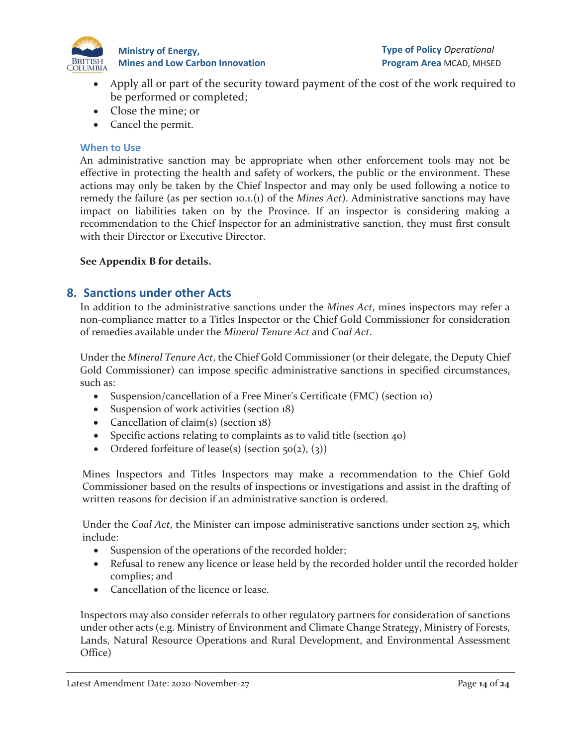- Apply all or part of the security toward payment of the cost of the work required to be performed or completed;
- Close the mine; or
- Cancel the permit.

### When to Use

An administrative sanction may be appropriate when other enforcement tools may not be effective in protecting the health and safety of workers, the public or the environment. These actions may only be taken by the Chief Inspector and may only be used following a notice to remedy the failure (as per section 10.1.(1) of the *Mines Act*). Administrative sanctions may have impact on liabilities taken on by the Province. If an inspector is considering making a recommendation to the Chief Inspector for an administrative sanction, they must first consult with their Director or Executive Director.

**See Appendix B for details.**

## 8. Sanctions under other Acts

In addition to the administrative sanctions under the *Mines Act*, mines inspectors may refer a non-compliance matter to a Titles Inspector or the Chief Gold Commissioner for consideration of remedies available under the *Mineral Tenure Act* and *Coal Act*.

Under the *Mineral Tenure Act*, the Chief Gold Commissioner (or their delegate, the Deputy Chief Gold Commissioner) can impose specific administrative sanctions in specified circumstances, such as:

- Suspension/cancellation of a Free Miner's Certificate (FMC) (section 10)
- Suspension of work activities (section 18)
- Cancellation of claim(s) (section 18)
- Specific actions relating to complaints as to valid title (section 40)
- Ordered forfeiture of lease(s) (section 50(2), (3))

Mines Inspectors and Titles Inspectors may make a recommendation to the Chief Gold Commissioner based on the results of inspections or investigations and assist in the drafting of written reasons for decision if an administrative sanction is ordered.

Under the *Coal Act*, the Minister can impose administrative sanctions under section 25, which include:

- Suspension of the operations of the recorded holder;
- Refusal to renew any licence or lease held by the recorded holder until the recorded holder complies; and
- Cancellation of the licence or lease.

Inspectors may also consider referrals to other regulatory partners for consideration of sanctions under other acts (e.g. Ministry of Environment and Climate Change Strategy, Ministry of Forests, Lands, Natural Resource Operations and Rural Development, and Environmental Assessment Office)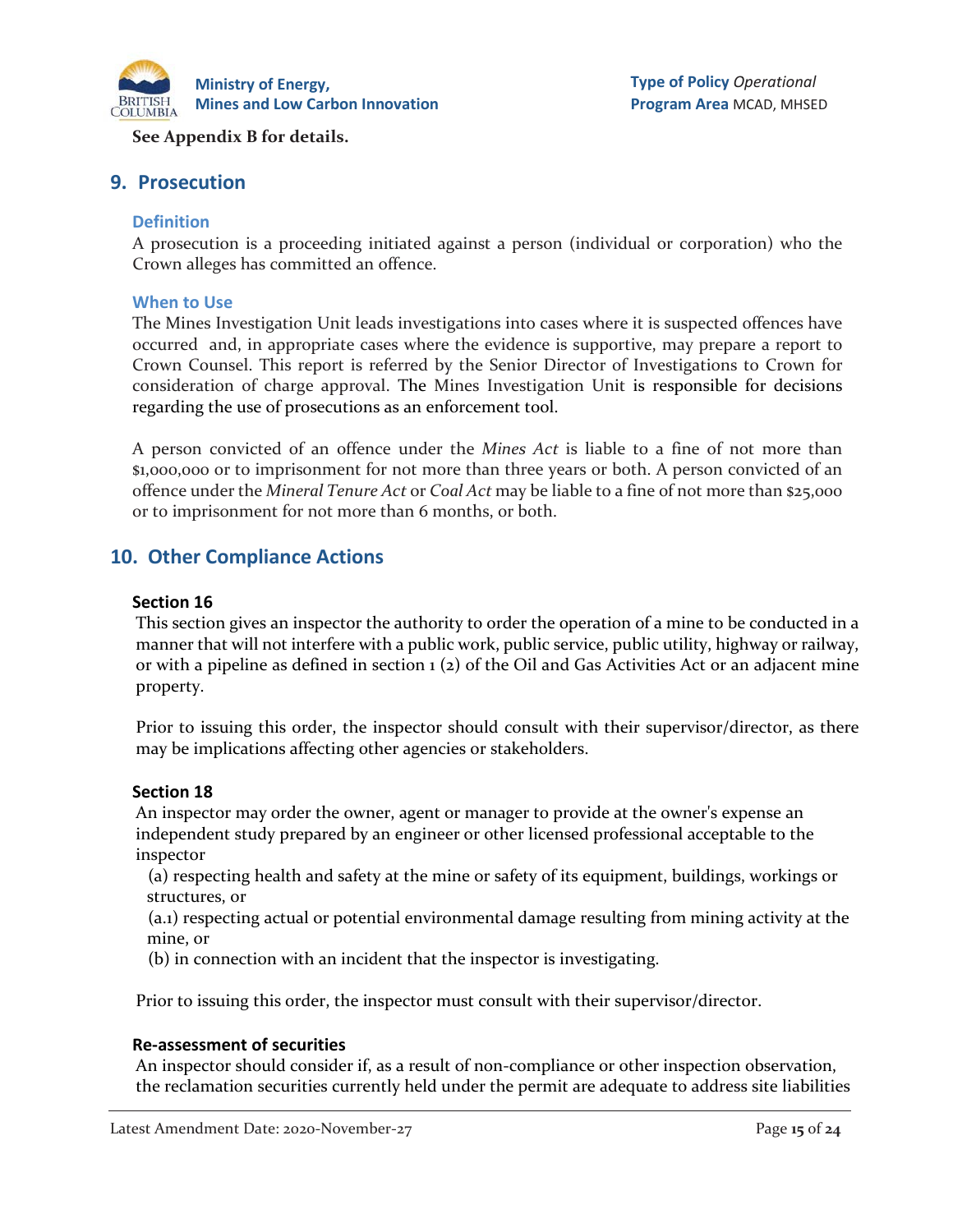**See Appendix B for details.**

## 9. Prosecution

### Definition

A prosecution is a proceeding initiated against a person (individual or corporation) who the Crown alleges has committed an offence.

### When to Use

The Mines Investigation Unit leads investigations into cases where it is suspected offences have occurred and, in appropriate cases where the evidence is supportive, may prepare a report to Crown Counsel. This report is referred by the Senior Director of Investigations to Crown for consideration of charge approval. The Mines Investigation Unit is responsible for decisions regarding the use of prosecutions as an enforcement tool.

A person convicted of an offence under the *Mines Act* is liable to a fine of not more than $1,000,000 or to imprisonment for not more than three years or both. A person convicted of an offence under the *Mineral Tenure Act* or *Coal Act* may be liable to a fine of not more than $25,000 or to imprisonment for not more than 6 months, or both.

## 10. Other Compliance Actions

**Section 16**

This section gives an inspector the authority to order the operation of a mine to be conducted in a manner that will not interfere with a public work, public service, public utility, highway or railway, or with a pipeline as defined in section 1 (2) of the Oil and Gas Activities Act or an adjacent mine property.

Prior to issuing this order, the inspector should consult with their supervisor/director, as there may be implications affecting other agencies or stakeholders.

**Section 18**

An inspector may order the owner, agent or manager to provide at the owner's expense an independent study prepared by an engineer or other licensed professional acceptable to the inspector

(a) respecting health and safety at the mine or safety of its equipment, buildings, workings or structures, or

(a.1) respecting actual or potential environmental damage resulting from mining activity at the mine, or

(b) in connection with an incident that the inspector is investigating.

Prior to issuing this order, the inspector must consult with their supervisor/director.

**Re-assessment of securities**

An inspector should consider if, as a result of non-compliance or other inspection observation, the reclamation securities currently held under the permit are adequate to address site liabilities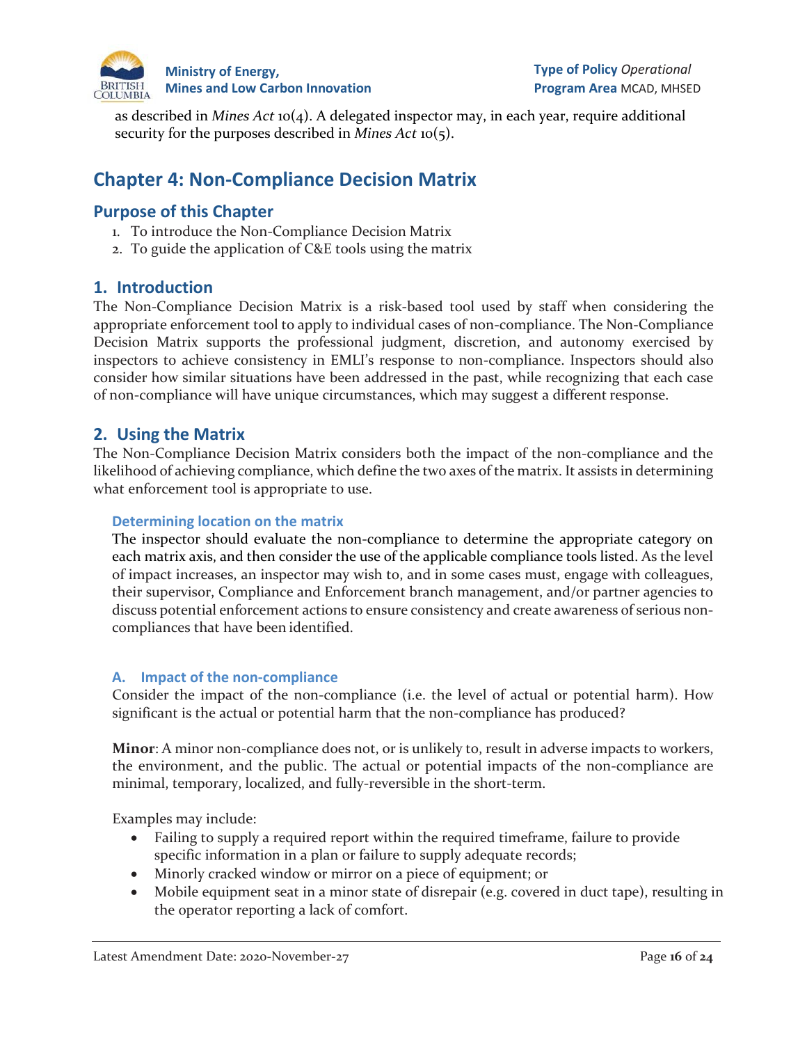as described in *Mines Act* 10(4). A delegated inspector may, in each year, require additional security for the purposes described in *Mines Act* 10(5).

# Chapter 4: Non-Compliance Decision Matrix

## Purpose of this Chapter

1. To introduce the Non-Compliance Decision Matrix
2. To guide the application of C&E tools using the matrix

## 1. Introduction

The Non-Compliance Decision Matrix is a risk-based tool used by staff when considering the appropriate enforcement tool to apply to individual cases of non-compliance. The Non-Compliance Decision Matrix supports the professional judgment, discretion, and autonomy exercised by inspectors to achieve consistency in EMLI's response to non-compliance. Inspectors should also consider how similar situations have been addressed in the past, while recognizing that each case of non-compliance will have unique circumstances, which may suggest a different response.

## 2. Using the Matrix

The Non-Compliance Decision Matrix considers both the impact of the non-compliance and the likelihood of achieving compliance, which define the two axes of the matrix. It assists in determining what enforcement tool is appropriate to use.

### Determining location on the matrix

The inspector should evaluate the non-compliance to determine the appropriate category on each matrix axis, and then consider the use of the applicable compliance tools listed. As the level of impact increases, an inspector may wish to, and in some cases must, engage with colleagues, their supervisor, Compliance and Enforcement branch management, and/or partner agencies to discuss potential enforcement actions to ensure consistency and create awareness of serious non-compliances that have been identified.

### A. Impact of the non-compliance

Consider the impact of the non-compliance (i.e. the level of actual or potential harm). How significant is the actual or potential harm that the non-compliance has produced?

**Minor**: A minor non-compliance does not, or is unlikely to, result in adverse impacts to workers, the environment, and the public. The actual or potential impacts of the non-compliance are minimal, temporary, localized, and fully-reversible in the short-term.

Examples may include:

- Failing to supply a required report within the required timeframe, failure to provide specific information in a plan or failure to supply adequate records;
- Minorly cracked window or mirror on a piece of equipment; or
- Mobile equipment seat in a minor state of disrepair (e.g. covered in duct tape), resulting in the operator reporting a lack of comfort.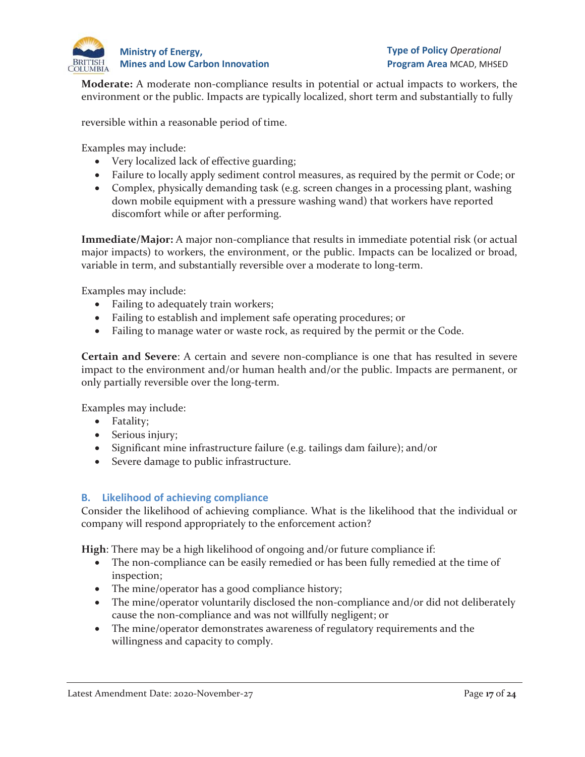**Moderate:** A moderate non-compliance results in potential or actual impacts to workers, the environment or the public. Impacts are typically localized, short term and substantially to fully reversible within a reasonable period of time.

Examples may include:

- Very localized lack of effective guarding;
- Failure to locally apply sediment control measures, as required by the permit or Code; or
- Complex, physically demanding task (e.g. screen changes in a processing plant, washing down mobile equipment with a pressure washing wand) that workers have reported discomfort while or after performing.

**Immediate/Major:** A major non-compliance that results in immediate potential risk (or actual major impacts) to workers, the environment, or the public. Impacts can be localized or broad, variable in term, and substantially reversible over a moderate to long-term.

Examples may include:

- Failing to adequately train workers;
- Failing to establish and implement safe operating procedures; or
- Failing to manage water or waste rock, as required by the permit or the Code.

**Certain and Severe**: A certain and severe non-compliance is one that has resulted in severe impact to the environment and/or human health and/or the public. Impacts are permanent, or only partially reversible over the long-term.

Examples may include:

- Fatality;
- Serious injury;
- Significant mine infrastructure failure (e.g. tailings dam failure); and/or
- Severe damage to public infrastructure.

### B. Likelihood of achieving compliance

Consider the likelihood of achieving compliance. What is the likelihood that the individual or company will respond appropriately to the enforcement action?

**High**: There may be a high likelihood of ongoing and/or future compliance if:

- The non-compliance can be easily remedied or has been fully remedied at the time of inspection;
- The mine/operator has a good compliance history;
- The mine/operator voluntarily disclosed the non-compliance and/or did not deliberately cause the non-compliance and was not willfully negligent; or
- The mine/operator demonstrates awareness of regulatory requirements and the willingness and capacity to comply.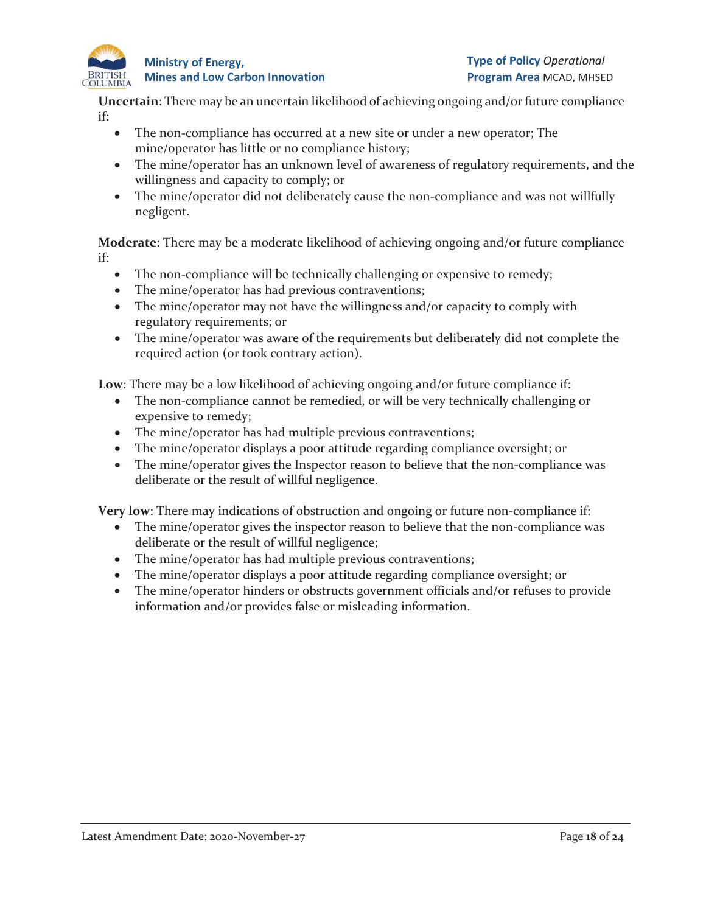**Uncertain**: There may be an uncertain likelihood of achieving ongoing and/or future compliance if:

- The non-compliance has occurred at a new site or under a new operator; The mine/operator has little or no compliance history;
- The mine/operator has an unknown level of awareness of regulatory requirements, and the willingness and capacity to comply; or
- The mine/operator did not deliberately cause the non-compliance and was not willfully negligent.

**Moderate**: There may be a moderate likelihood of achieving ongoing and/or future compliance if:

- The non-compliance will be technically challenging or expensive to remedy;
- The mine/operator has had previous contraventions;
- The mine/operator may not have the willingness and/or capacity to comply with regulatory requirements; or
- The mine/operator was aware of the requirements but deliberately did not complete the required action (or took contrary action).

**Low**: There may be a low likelihood of achieving ongoing and/or future compliance if:

- The non-compliance cannot be remedied, or will be very technically challenging or expensive to remedy;
- The mine/operator has had multiple previous contraventions;
- The mine/operator displays a poor attitude regarding compliance oversight; or
- The mine/operator gives the Inspector reason to believe that the non-compliance was deliberate or the result of willful negligence.

**Very low**: There may indications of obstruction and ongoing or future non-compliance if:

- The mine/operator gives the inspector reason to believe that the non-compliance was deliberate or the result of willful negligence;
- The mine/operator has had multiple previous contraventions;
- The mine/operator displays a poor attitude regarding compliance oversight; or
- The mine/operator hinders or obstructs government officials and/or refuses to provide information and/or provides false or misleading information.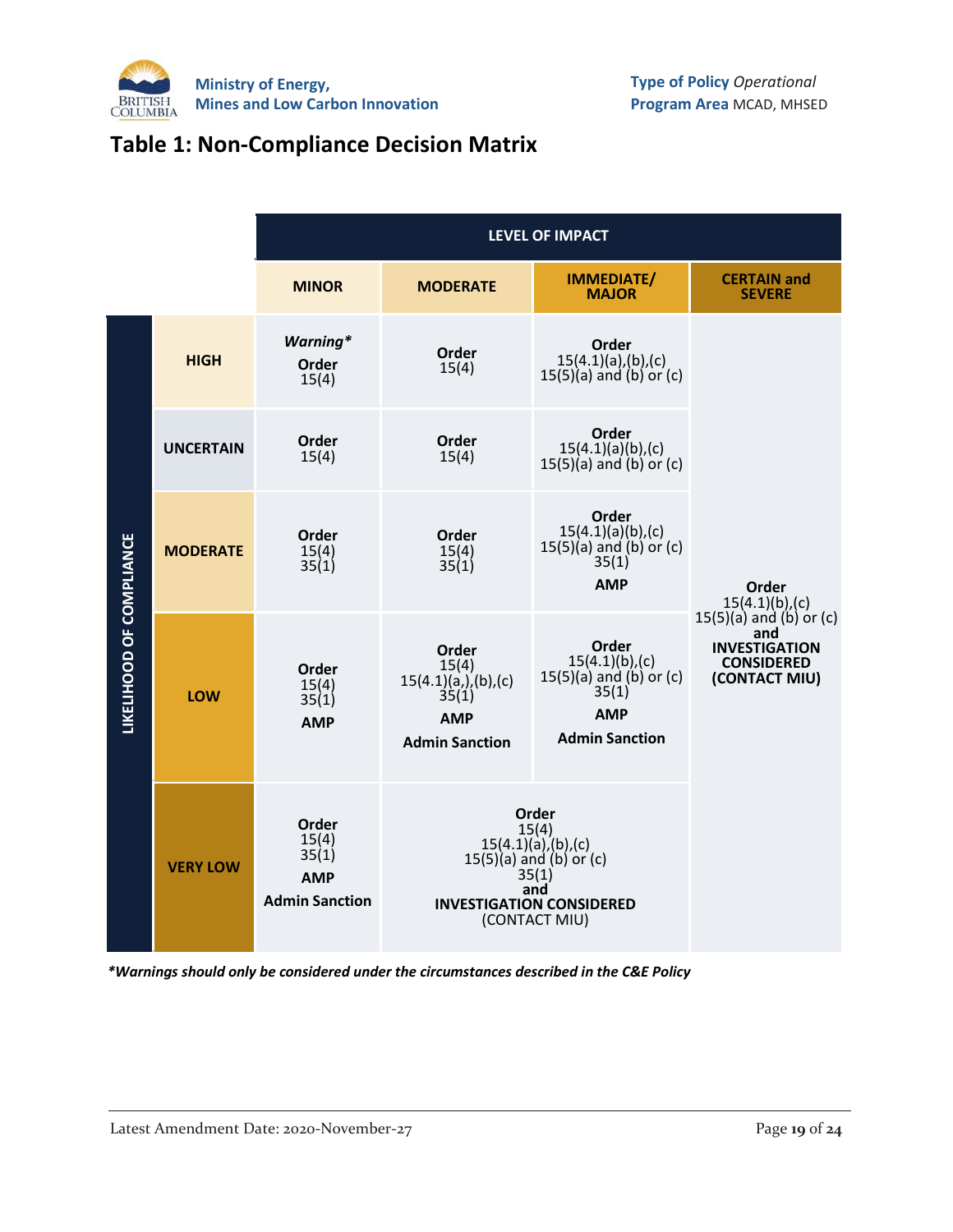## Table 1: Non-Compliance Decision Matrix

| LIKELIHOOD OF COMPLIANCE | LEVEL OF IMPACT: MINOR | MODERATE | IMMEDIATE/ MAJOR | CERTAIN and SEVERE |
|---|---|---|---|---|
| **HIGH** | ***Warning**** **Order** 15(4) | **Order** 15(4) | **Order** 15(4.1)(a),(b),(c) 15(5)(a) and (b) or (c) | **Order** 15(4.1)(b),(c) 15(5)(a) and (b) or (c) **and INVESTIGATION CONSIDERED (CONTACT MIU)** |
| **UNCERTAIN** | **Order** 15(4) | **Order** 15(4) | **Order** 15(4.1)(a)(b),(c) 15(5)(a) and (b) or (c) | |
| **MODERATE** | **Order** 15(4) 35(1) | **Order** 15(4) 35(1) | **Order** 15(4.1)(a)(b),(c) 15(5)(a) and (b) or (c) 35(1) **AMP** | |
| **LOW** | **Order** 15(4) 35(1) **AMP** | **Order** 15(4) 15(4.1)(a,),(b),(c) 35(1) **AMP** **Admin Sanction** | **Order** 15(4.1)(b),(c) 15(5)(a) and (b) or (c) 35(1) **AMP** **Admin Sanction** | |
| **VERY LOW** | **Order** 15(4) 35(1) **AMP** **Admin Sanction** | **Order** 15(4) 15(4.1)(a),(b),(c) 15(5)(a) and (b) or (c) 35(1) **and INVESTIGATION CONSIDERED** (CONTACT MIU) | | |

****Warnings should only be considered under the circumstances described in the C&E Policy***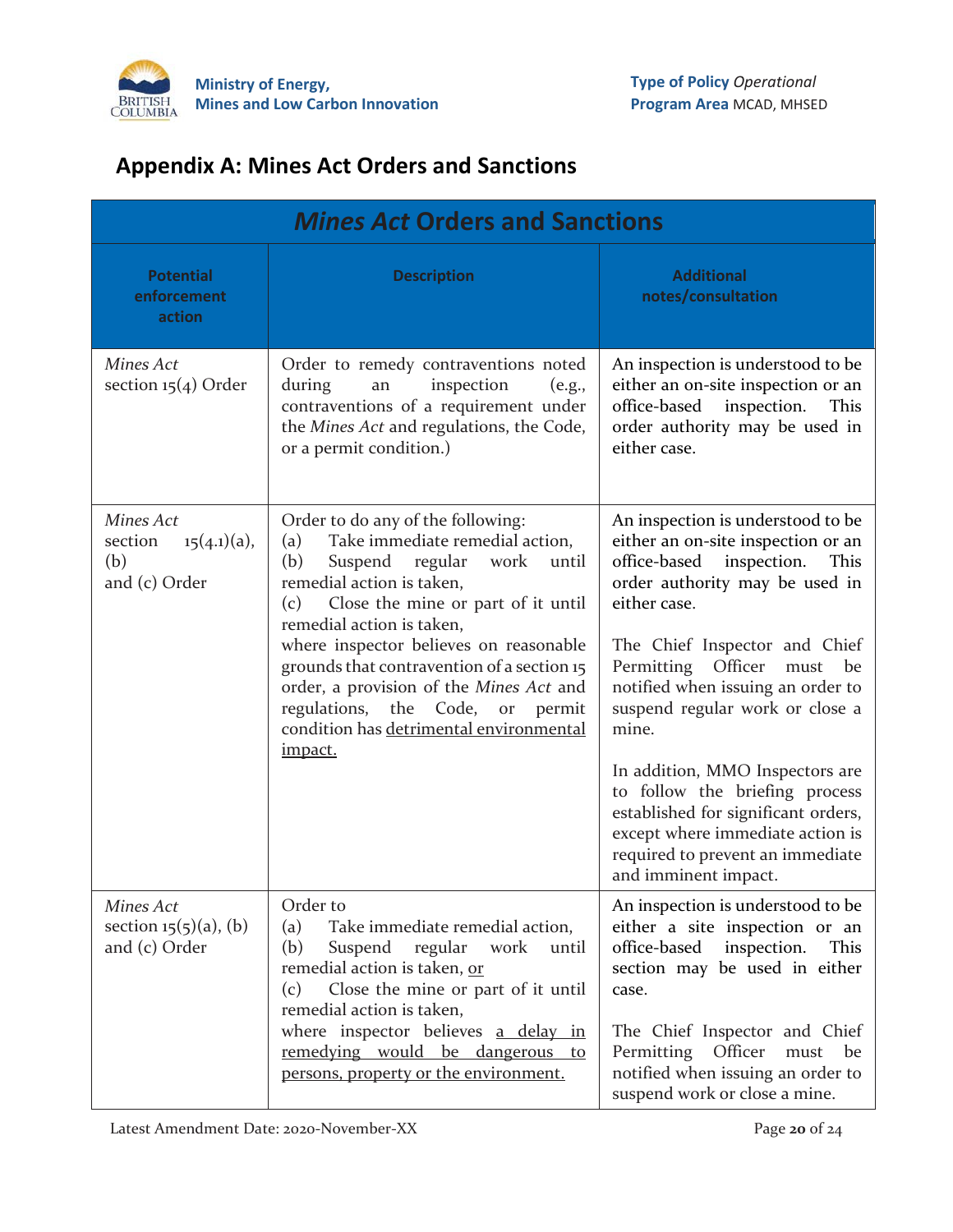## Appendix A: Mines Act Orders and Sanctions

| *Mines Act* Orders and Sanctions | | |
|---|---|---|
| **Potential enforcement action** | **Description** | **Additional notes/consultation** |
| *Mines Act* section 15(4) Order | Order to remedy contraventions noted during an inspection (e.g., contraventions of a requirement under the *Mines Act* and regulations, the Code, or a permit condition.) | An inspection is understood to be either an on-site inspection or an office-based inspection. This order authority may be used in either case. |
| *Mines Act* section 15(4.1)(a), (b) and (c) Order | Order to do any of the following:<br>(a) Take immediate remedial action,<br>(b) Suspend regular work until remedial action is taken,<br>(c) Close the mine or part of it until remedial action is taken,<br>where inspector believes on reasonable grounds that contravention of a section 15 order, a provision of the *Mines Act* and regulations, the Code, or permit condition has <u>detrimental environmental impact.</u> | An inspection is understood to be either an on-site inspection or an office-based inspection. This order authority may be used in either case.<br><br>The Chief Inspector and Chief Permitting Officer must be notified when issuing an order to suspend regular work or close a mine.<br><br>In addition, MMO Inspectors are to follow the briefing process established for significant orders, except where immediate action is required to prevent an immediate and imminent impact. |
| *Mines Act* section 15(5)(a), (b) and (c) Order | Order to<br>(a) Take immediate remedial action,<br>(b) Suspend regular work until remedial action is taken, <u>or</u><br>(c) Close the mine or part of it until remedial action is taken,<br>where inspector believes <u>a delay in remedying would be dangerous to persons, property or the environment.</u> | An inspection is understood to be either a site inspection or an office-based inspection. This section may be used in either case.<br><br>The Chief Inspector and Chief Permitting Officer must be notified when issuing an order to suspend work or close a mine. |

Latest Amendment Date: 2020-November-XX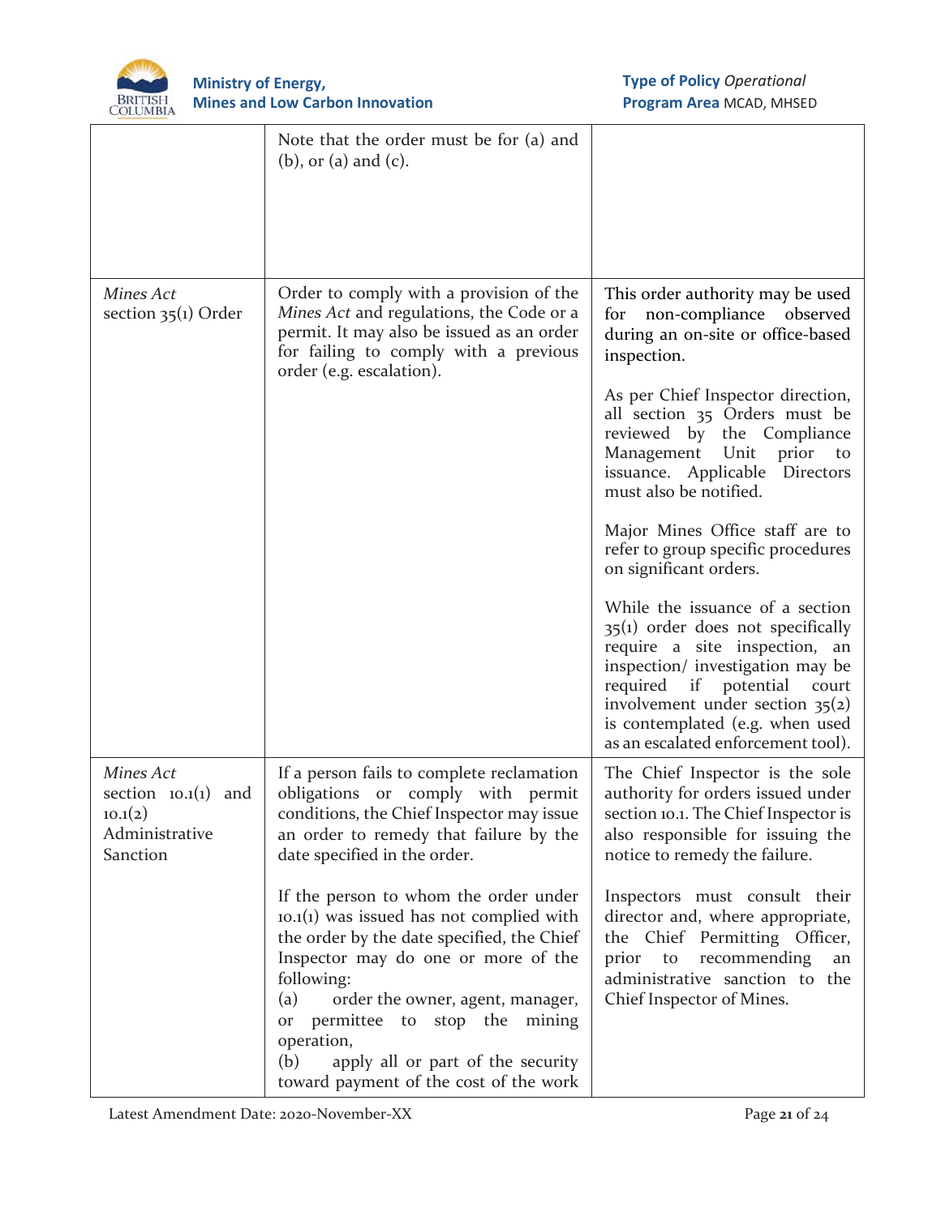| | | |
|---|---|---|
| | Note that the order must be for (a) and (b), or (a) and (c). | |
| *Mines Act* section 35(1) Order | Order to comply with a provision of the *Mines Act* and regulations, the Code or a permit. It may also be issued as an order for failing to comply with a previous order (e.g. escalation). | This order authority may be used for non-compliance observed during an on-site or office-based inspection.<br><br>As per Chief Inspector direction, all section 35 Orders must be reviewed by the Compliance Management Unit prior to issuance. Applicable Directors must also be notified.<br><br>Major Mines Office staff are to refer to group specific procedures on significant orders.<br><br>While the issuance of a section 35(1) order does not specifically require a site inspection, an inspection/ investigation may be required if potential court involvement under section 35(2) is contemplated (e.g. when used as an escalated enforcement tool). |
| *Mines Act* section 10.1(1) and 10.1(2) Administrative Sanction | If a person fails to complete reclamation obligations or comply with permit conditions, the Chief Inspector may issue an order to remedy that failure by the date specified in the order.<br><br>If the person to whom the order under 10.1(1) was issued has not complied with the order by the date specified, the Chief Inspector may do one or more of the following:<br>(a) order the owner, agent, manager, or permittee to stop the mining operation,<br>(b) apply all or part of the security toward payment of the cost of the work | The Chief Inspector is the sole authority for orders issued under section 10.1. The Chief Inspector is also responsible for issuing the notice to remedy the failure.<br><br>Inspectors must consult their director and, where appropriate, the Chief Permitting Officer, prior to recommending an administrative sanction to the Chief Inspector of Mines. |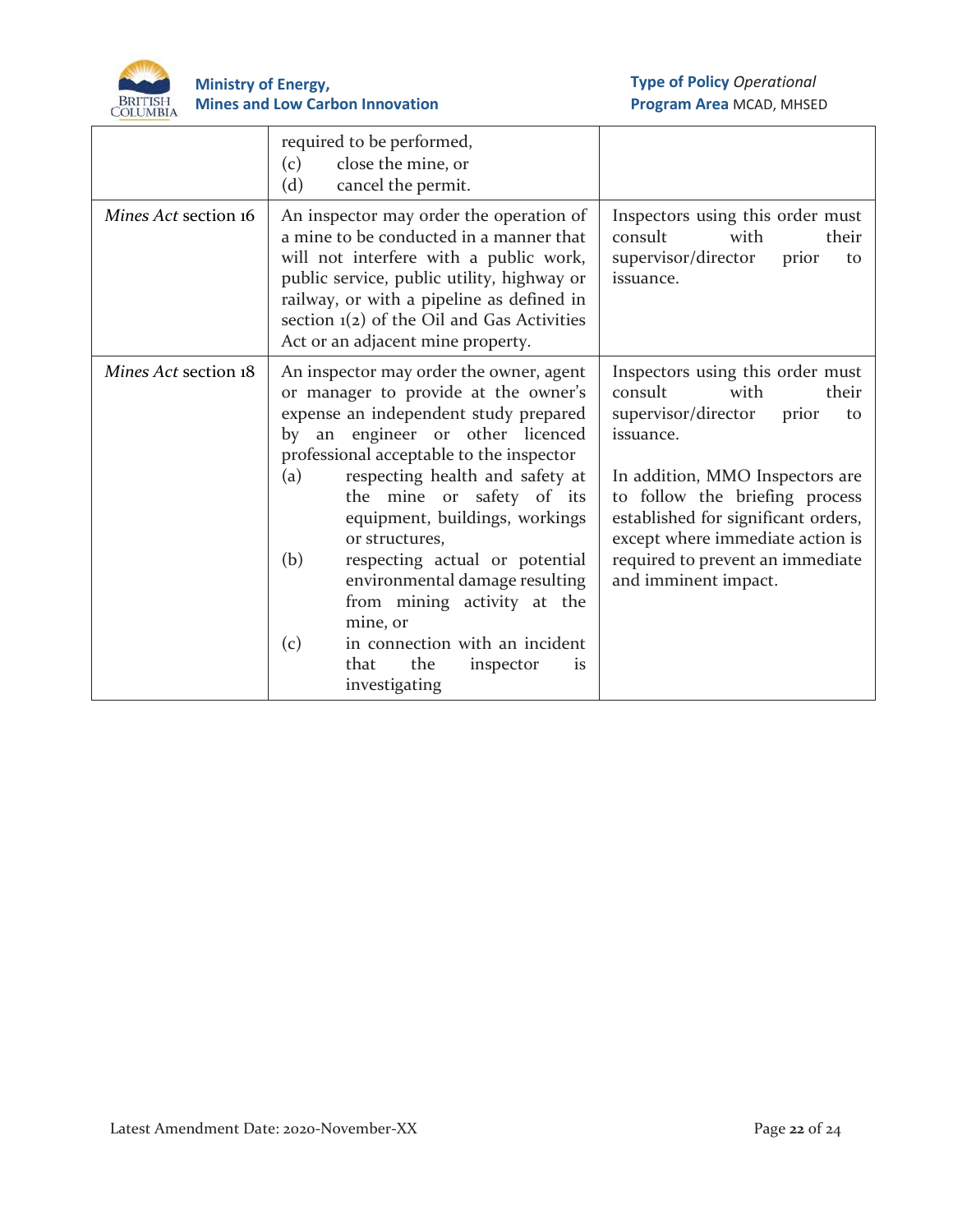| | | |
|---|---|---|
| | required to be performed,<br>(c) close the mine, or<br>(d) cancel the permit. | |
| *Mines Act* section 16 | An inspector may order the operation of a mine to be conducted in a manner that will not interfere with a public work, public service, public utility, highway or railway, or with a pipeline as defined in section 1(2) of the Oil and Gas Activities Act or an adjacent mine property. | Inspectors using this order must consult with their supervisor/director prior to issuance. |
| *Mines Act* section 18 | An inspector may order the owner, agent or manager to provide at the owner's expense an independent study prepared by an engineer or other licenced professional acceptable to the inspector<br>(a) respecting health and safety at the mine or safety of its equipment, buildings, workings or structures,<br>(b) respecting actual or potential environmental damage resulting from mining activity at the mine, or<br>(c) in connection with an incident that the inspector is investigating | Inspectors using this order must consult with their supervisor/director prior to issuance.<br><br>In addition, MMO Inspectors are to follow the briefing process established for significant orders, except where immediate action is required to prevent an immediate and imminent impact. |

Latest Amendment Date: 2020-November-XX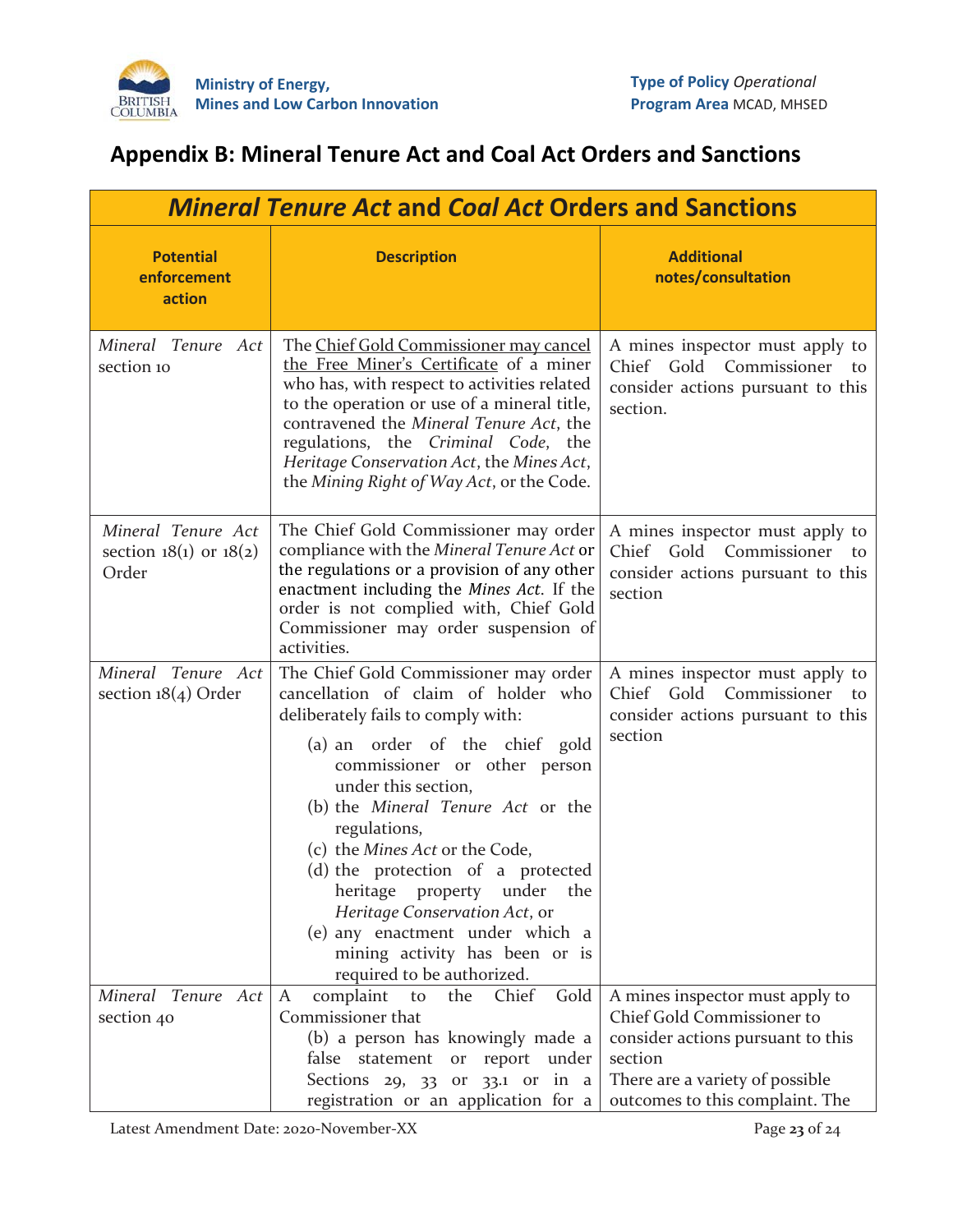## Appendix B: Mineral Tenure Act and Coal Act Orders and Sanctions

| *Mineral Tenure Act* and *Coal Act* Orders and Sanctions | | |
|---|---|---|
| **Potential enforcement action** | **Description** | **Additional notes/consultation** |
| *Mineral Tenure Act* section 10 | The Chief Gold Commissioner may cancel the Free Miner's Certificate of a miner who has, with respect to activities related to the operation or use of a mineral title, contravened the *Mineral Tenure Act*, the regulations, the *Criminal Code*, the *Heritage Conservation Act*, the *Mines Act*, the *Mining Right of Way Act*, or the Code. | A mines inspector must apply to Chief Gold Commissioner to consider actions pursuant to this section. |
| *Mineral Tenure Act* section 18(1) or 18(2) Order | The Chief Gold Commissioner may order compliance with the *Mineral Tenure Act* or the regulations or a provision of any other enactment including the *Mines Act*. If the order is not complied with, Chief Gold Commissioner may order suspension of activities. | A mines inspector must apply to Chief Gold Commissioner to consider actions pursuant to this section |
| *Mineral Tenure Act* section 18(4) Order | The Chief Gold Commissioner may order cancellation of claim of holder who deliberately fails to comply with:<br>(a) an order of the chief gold commissioner or other person under this section,<br>(b) the *Mineral Tenure Act* or the regulations,<br>(c) the *Mines Act* or the Code,<br>(d) the protection of a protected heritage property under the *Heritage Conservation Act*, or<br>(e) any enactment under which a mining activity has been or is required to be authorized. | A mines inspector must apply to Chief Gold Commissioner to consider actions pursuant to this section |
| *Mineral Tenure Act* section 40 | A complaint to the Chief Gold Commissioner that<br>(b) a person has knowingly made a false statement or report under Sections 29, 33 or 33.1 or in a registration or an application for a | A mines inspector must apply to Chief Gold Commissioner to consider actions pursuant to this section<br>There are a variety of possible outcomes to this complaint. The |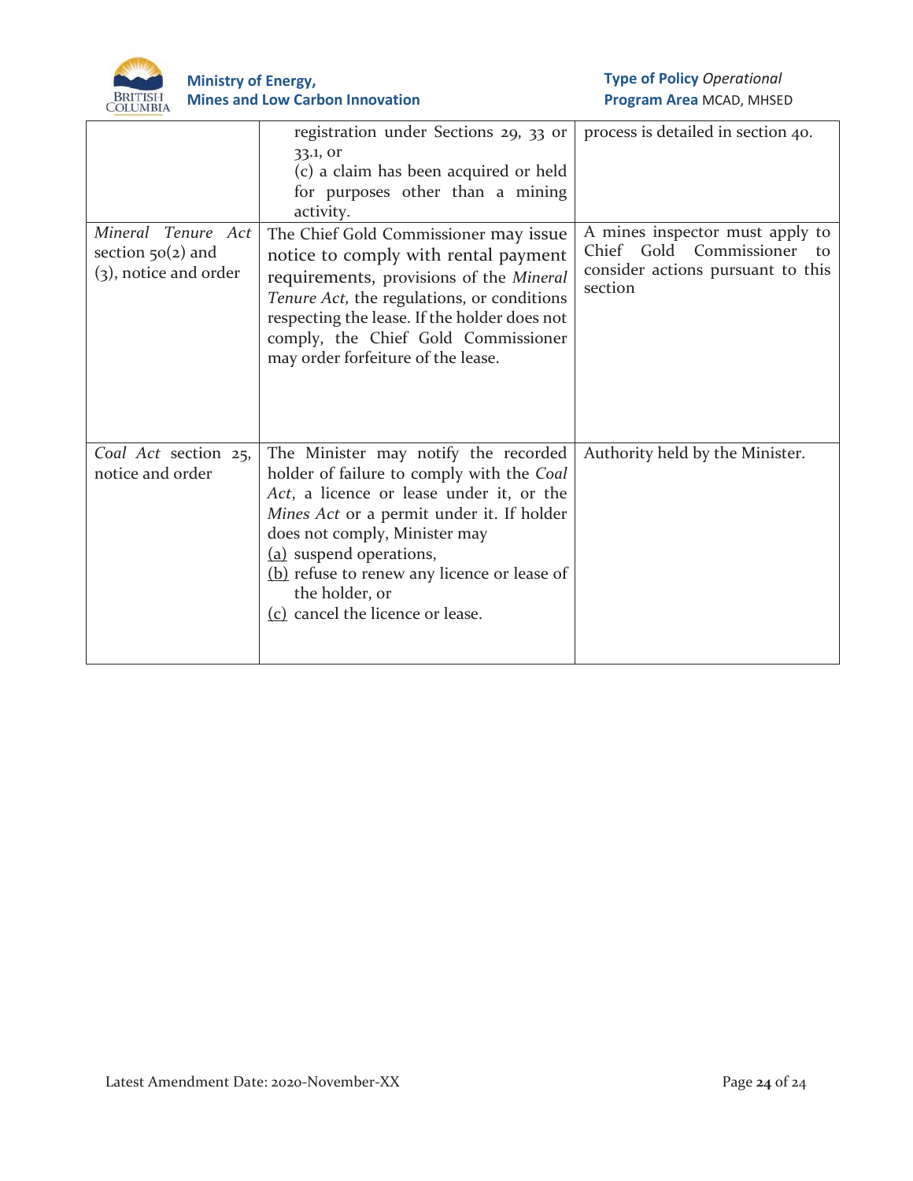| | | |
|---|---|---|
| | registration under Sections 29, 33 or 33.1, or<br>(c) a claim has been acquired or held for purposes other than a mining activity. | process is detailed in section 40. |
| *Mineral Tenure Act* section 50(2) and (3), notice and order | The Chief Gold Commissioner may issue notice to comply with rental payment requirements, provisions of the *Mineral Tenure Act,* the regulations, or conditions respecting the lease. If the holder does not comply, the Chief Gold Commissioner may order forfeiture of the lease. | A mines inspector must apply to Chief Gold Commissioner to consider actions pursuant to this section |
| *Coal Act* section 25, notice and order | The Minister may notify the recorded holder of failure to comply with the *Coal Act*, a licence or lease under it, or the *Mines Act* or a permit under it. If holder does not comply, Minister may<br>(a) suspend operations,<br>(b) refuse to renew any licence or lease of the holder, or<br>(c) cancel the licence or lease. | Authority held by the Minister. |